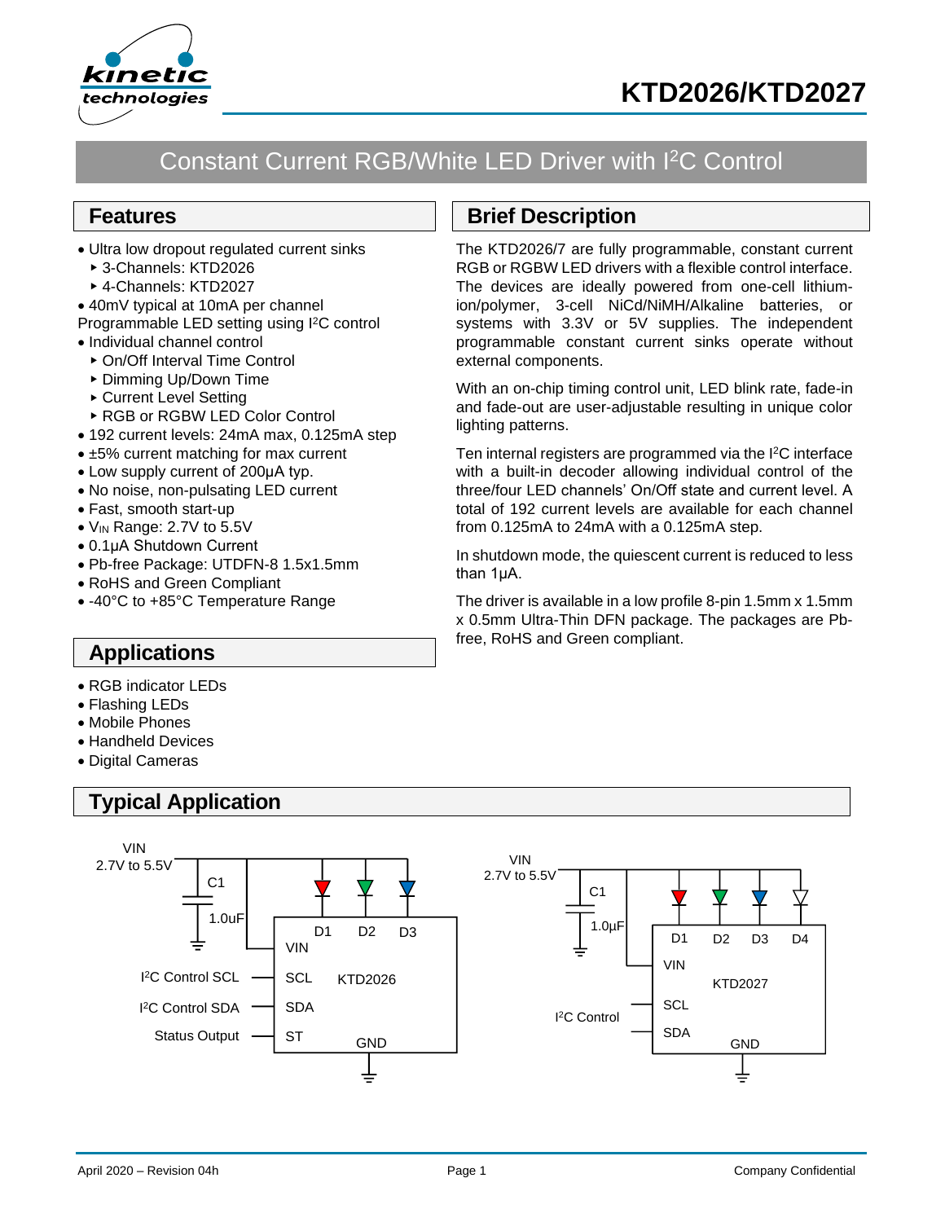# KTD2026/KTD2027

## Constant Current RGB/White LED Driver with I²C Control

## Features

- Ultra low dropout regulated current sinks
  - 3-Channels: KTD2026
  - 4-Channels: KTD2027
- 40mV typical at 10mA per channel

Programmable LED setting using I²C control

- Individual channel control
  - On/Off Interval Time Control
  - Dimming Up/Down Time
  - Current Level Setting
  - RGB or RGBW LED Color Control
- 192 current levels: 24mA max, 0.125mA step
- ±5% current matching for max current
- Low supply current of 200µA typ.
- No noise, non-pulsating LED current
- Fast, smooth start-up
- $V_{IN}$ Range: 2.7V to 5.5V
- 0.1µA Shutdown Current
- Pb-free Package: UTDFN-8 1.5x1.5mm
- RoHS and Green Compliant
- -40°C to +85°C Temperature Range

## Applications

- RGB indicator LEDs
- Flashing LEDs
- Mobile Phones
- Handheld Devices
- Digital Cameras

## Brief Description

The KTD2026/7 are fully programmable, constant current RGB or RGBW LED drivers with a flexible control interface. The devices are ideally powered from one-cell lithium-ion/polymer, 3-cell NiCd/NiMH/Alkaline batteries, or systems with 3.3V or 5V supplies. The independent programmable constant current sinks operate without external components.

With an on-chip timing control unit, LED blink rate, fade-in and fade-out are user-adjustable resulting in unique color lighting patterns.

Ten internal registers are programmed via the I²C interface with a built-in decoder allowing individual control of the three/four LED channels' On/Off state and current level. A total of 192 current levels are available for each channel from 0.125mA to 24mA with a 0.125mA step.

In shutdown mode, the quiescent current is reduced to less than 1µA.

The driver is available in a low profile 8-pin 1.5mm x 1.5mm x 0.5mm Ultra-Thin DFN package. The packages are Pb-free, RoHS and Green compliant.

## Typical Application

VIN 2.7V to 5.5V, C1 1.0uF, D1 D2 D3, VIN, I²C Control SCL — SCL, I²C Control SDA — SDA, Status Output — ST, KTD2026, GND

VIN 2.7V to 5.5V, C1 1.0µF, D1 D2 D3 D4, VIN, KTD2027, I²C Control — SCL, SDA, GND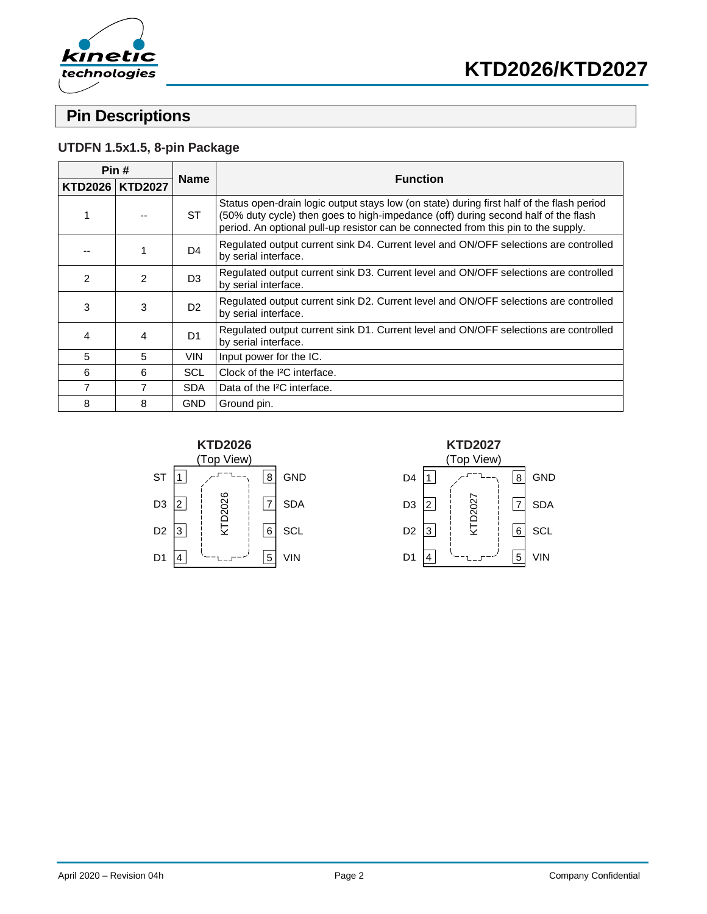## Pin Descriptions

### UTDFN 1.5x1.5, 8-pin Package

| Pin # | | Name | Function |
|---|---|---|---|
| KTD2026 | KTD2027 | | |
| 1 | -- | ST | Status open-drain logic output stays low (on state) during first half of the flash period (50% duty cycle) then goes to high-impedance (off) during second half of the flash period. An optional pull-up resistor can be connected from this pin to the supply. |
| -- | 1 | D4 | Regulated output current sink D4. Current level and ON/OFF selections are controlled by serial interface. |
| 2 | 2 | D3 | Regulated output current sink D3. Current level and ON/OFF selections are controlled by serial interface. |
| 3 | 3 | D2 | Regulated output current sink D2. Current level and ON/OFF selections are controlled by serial interface. |
| 4 | 4 | D1 | Regulated output current sink D1. Current level and ON/OFF selections are controlled by serial interface. |
| 5 | 5 | VIN | Input power for the IC. |
| 6 | 6 | SCL | Clock of the I²C interface. |
| 7 | 7 | SDA | Data of the I²C interface. |
| 8 | 8 | GND | Ground pin. |

**KTD2026**
(Top View)

| Left | Pin | | Pin | Right |
|---|---|---|---|---|
| ST | 1 | | 8 | GND |
| D3 | 2 | KTD2026 | 7 | SDA |
| D2 | 3 | | 6 | SCL |
| D1 | 4 | | 5 | VIN |

**KTD2027**
(Top View)

| Left | Pin | | Pin | Right |
|---|---|---|---|---|
| D4 | 1 | | 8 | GND |
| D3 | 2 | KTD2027 | 7 | SDA |
| D2 | 3 | | 6 | SCL |
| D1 | 4 | | 5 | VIN |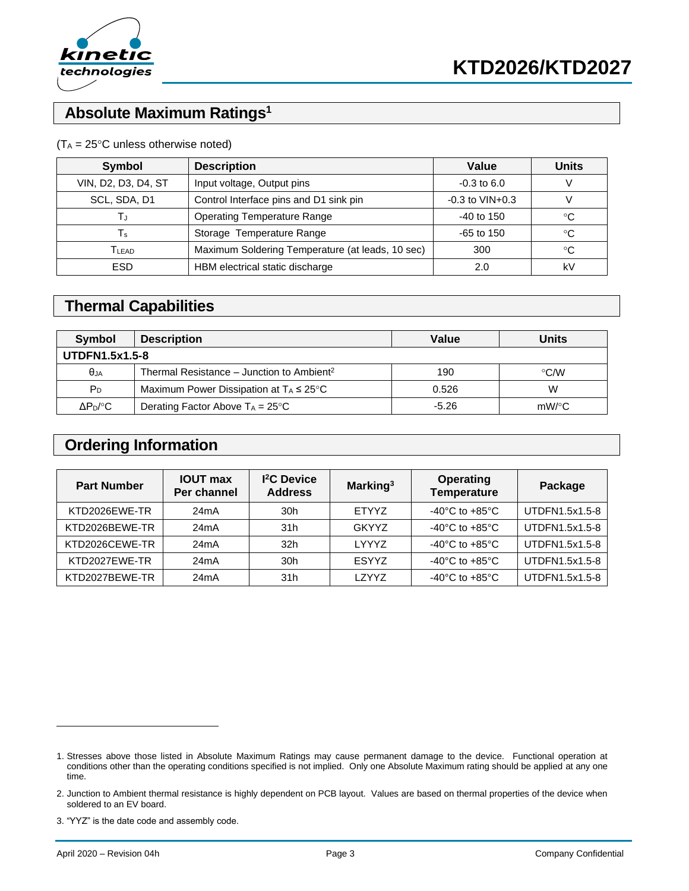## Absolute Maximum Ratings[1]

($T_A$ = 25°C unless otherwise noted)

| Symbol | Description | Value | Units |
|---|---|---|---|
| VIN, D2, D3, D4, ST | Input voltage, Output pins | -0.3 to 6.0 | V |
| SCL, SDA, D1 | Control Interface pins and D1 sink pin | -0.3 to VIN+0.3 | V |
| $T_J$ | Operating Temperature Range | -40 to 150 | °C |
| $T_s$ | Storage Temperature Range | -65 to 150 | °C |
| $T_{LEAD}$ | Maximum Soldering Temperature (at leads, 10 sec) | 300 | °C |
| ESD | HBM electrical static discharge | 2.0 | kV |

## Thermal Capabilities

| Symbol | Description | Value | Units |
|---|---|---|---|
| **UTDFN1.5x1.5-8** | | | |
| $\theta_{JA}$ | Thermal Resistance – Junction to Ambient[2] | 190 | °C/W |
| $P_D$ | Maximum Power Dissipation at $T_A \leq 25°C$ | 0.526 | W |
| $\Delta P_D/°C$ | Derating Factor Above $T_A$ = 25°C | -5.26 | mW/°C |

## Ordering Information

| Part Number | IOUT max Per channel | I²C Device Address | Marking[3] | Operating Temperature | Package |
|---|---|---|---|---|---|
| KTD2026EWE-TR | 24mA | 30h | ETYYZ | -40°C to +85°C | UTDFN1.5x1.5-8 |
| KTD2026BEWE-TR | 24mA | 31h | GKYYZ | -40°C to +85°C | UTDFN1.5x1.5-8 |
| KTD2026CEWE-TR | 24mA | 32h | LYYYZ | -40°C to +85°C | UTDFN1.5x1.5-8 |
| KTD2027EWE-TR | 24mA | 30h | ESYYZ | -40°C to +85°C | UTDFN1.5x1.5-8 |
| KTD2027BEWE-TR | 24mA | 31h | LZYYZ | -40°C to +85°C | UTDFN1.5x1.5-8 |

1. Stresses above those listed in Absolute Maximum Ratings may cause permanent damage to the device. Functional operation at conditions other than the operating conditions specified is not implied. Only one Absolute Maximum rating should be applied at any one time.
2. Junction to Ambient thermal resistance is highly dependent on PCB layout. Values are based on thermal properties of the device when soldered to an EV board.
3. "YYZ" is the date code and assembly code.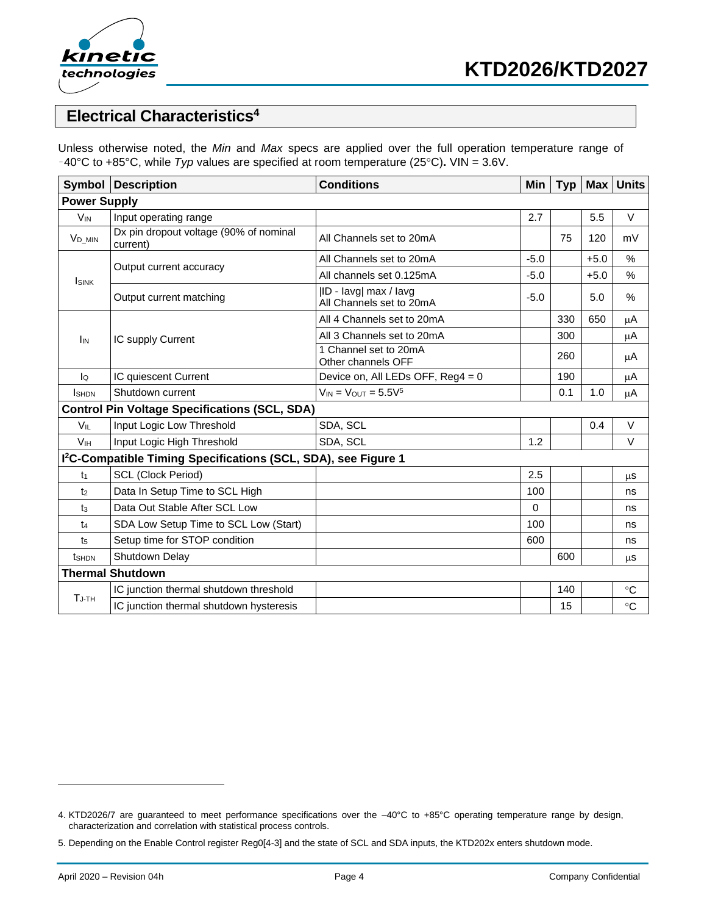## Electrical Characteristics[4]

Unless otherwise noted, the *Min* and *Max* specs are applied over the full operation temperature range of -40°C to +85°C, while *Typ* values are specified at room temperature (25°C)**.** VIN = 3.6V.

| Symbol | Description | Conditions | Min | Typ | Max | Units |
|---|---|---|---|---|---|---|
| **Power Supply** | | | | | | |
| $V_{IN}$ | Input operating range | | 2.7 | | 5.5 | V |
| $V_{D\_MIN}$ | Dx pin dropout voltage (90% of nominal current) | All Channels set to 20mA | | 75 | 120 | mV |
| $I_{SINK}$ | Output current accuracy | All Channels set to 20mA | -5.0 | | +5.0 | % |
| | | All channels set 0.125mA | -5.0 | | +5.0 | % |
| | Output current matching | \|ID - Iavg\| max / Iavg All Channels set to 20mA | -5.0 | | 5.0 | % |
| $I_{IN}$ | IC supply Current | All 4 Channels set to 20mA | | 330 | 650 | μA |
| | | All 3 Channels set to 20mA | | 300 | | μA |
| | | 1 Channel set to 20mA Other channels OFF | | 260 | | μA |
| $I_Q$ | IC quiescent Current | Device on, All LEDs OFF, Reg4 = 0 | | 190 | | μA |
| $I_{SHDN}$ | Shutdown current | $V_{IN} = V_{OUT} = 5.5V$[5] | | 0.1 | 1.0 | μA |
| **Control Pin Voltage Specifications (SCL, SDA)** | | | | | | |
| $V_{IL}$ | Input Logic Low Threshold | SDA, SCL | | | 0.4 | V |
| $V_{IH}$ | Input Logic High Threshold | SDA, SCL | 1.2 | | | V |
| **I²C-Compatible Timing Specifications (SCL, SDA), see Figure 1** | | | | | | |
| $t_1$ | SCL (Clock Period) | | 2.5 | | | μs |
| $t_2$ | Data In Setup Time to SCL High | | 100 | | | ns |
| $t_3$ | Data Out Stable After SCL Low | | 0 | | | ns |
| $t_4$ | SDA Low Setup Time to SCL Low (Start) | | 100 | | | ns |
| $t_5$ | Setup time for STOP condition | | 600 | | | ns |
| $t_{SHDN}$ | Shutdown Delay | | | 600 | | μs |
| **Thermal Shutdown** | | | | | | |
| $T_{J-TH}$ | IC junction thermal shutdown threshold | | | 140 | | °C |
| | IC junction thermal shutdown hysteresis | | | 15 | | °C |

4. KTD2026/7 are guaranteed to meet performance specifications over the –40°C to +85°C operating temperature range by design, characterization and correlation with statistical process controls.

5. Depending on the Enable Control register Reg0[4-3] and the state of SCL and SDA inputs, the KTD202x enters shutdown mode.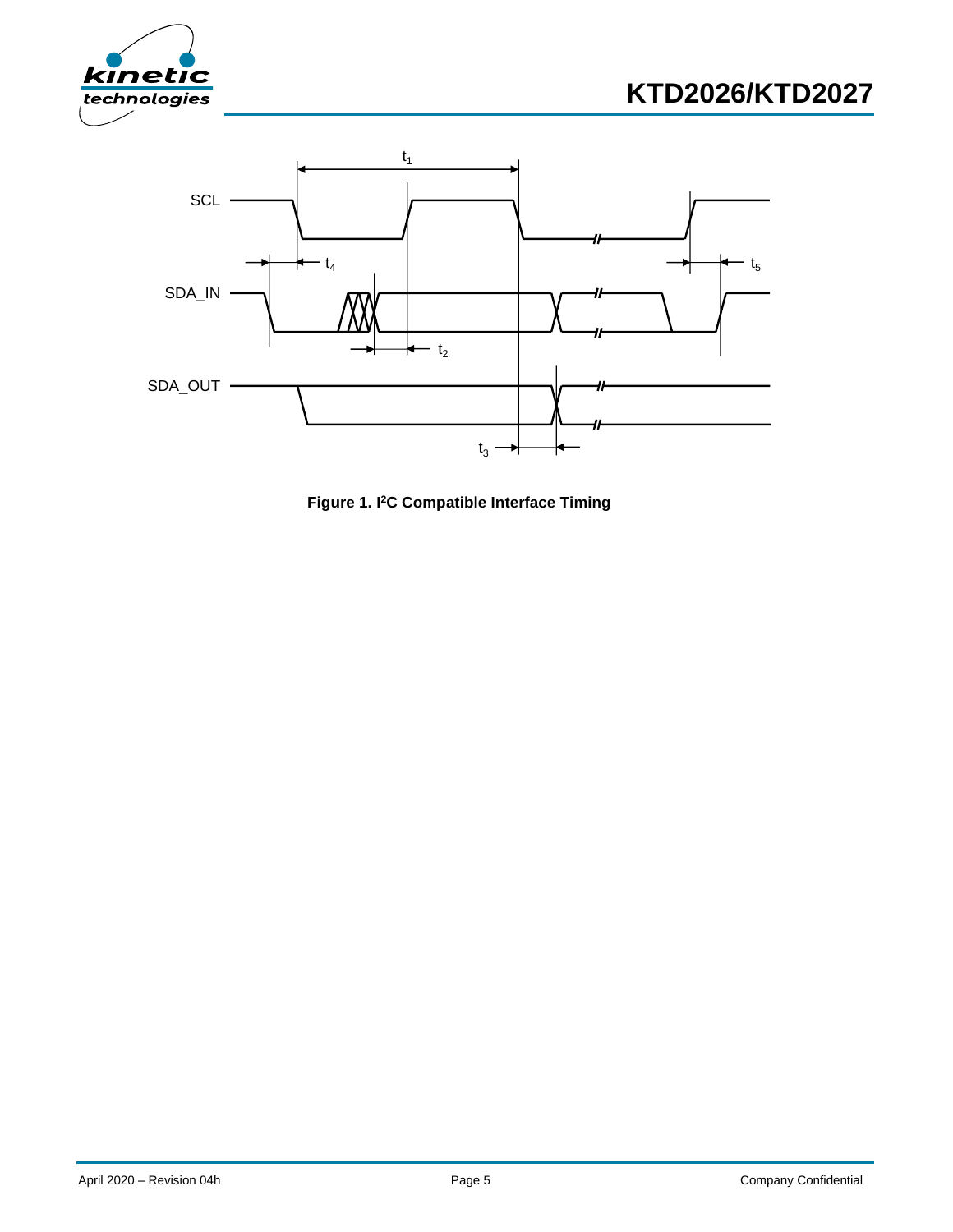**Figure 1. I²C Compatible Interface Timing**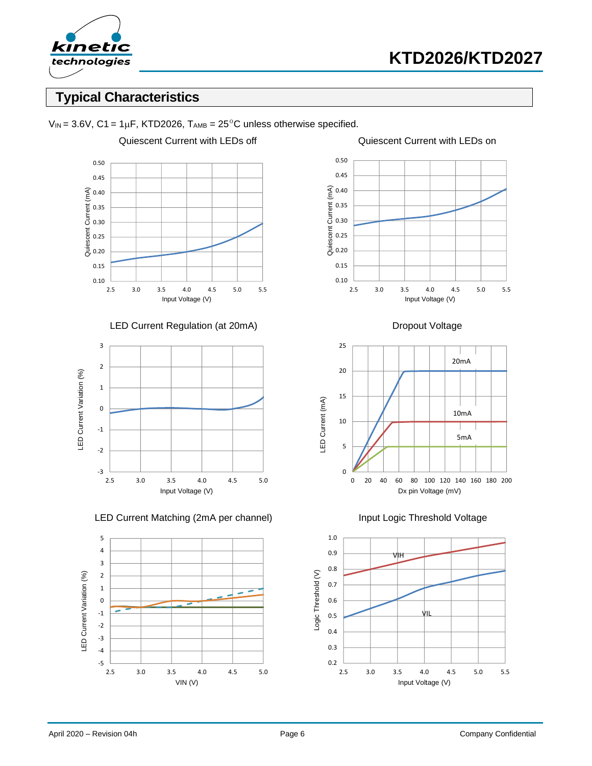## Typical Characteristics

$V_{IN}$ = 3.6V, C1 = 1µF, KTD2026, $T_{AMB}$ = 25°C unless otherwise specified.

Quiescent Current with LEDs off

Quiescent Current with LEDs on

LED Current Regulation (at 20mA)

Dropout Voltage

LED Current Matching (2mA per channel)

Input Logic Threshold Voltage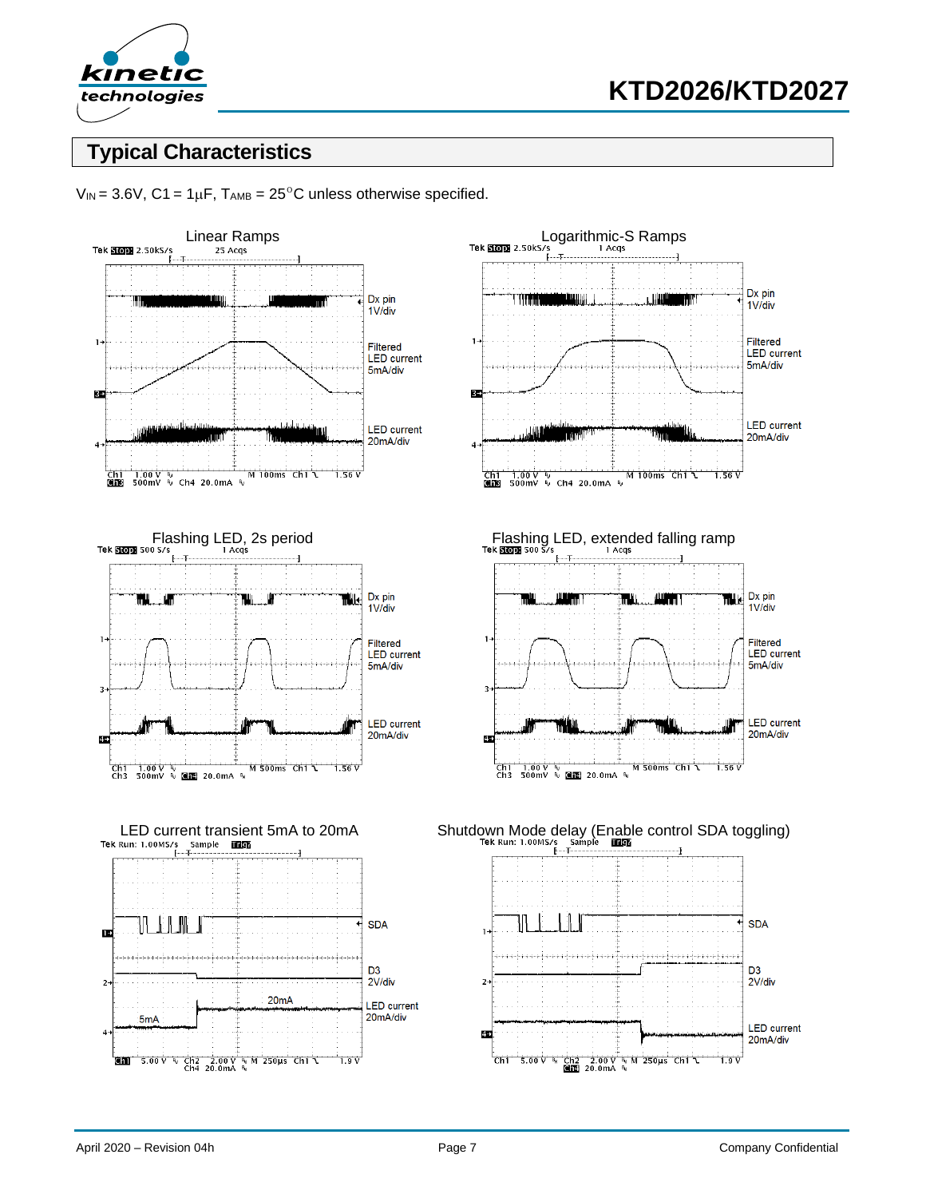## Typical Characteristics

$V_{IN}$ = 3.6V, C1 = 1μF, $T_{AMB}$ = 25°C unless otherwise specified.

Linear Ramps

Logarithmic-S Ramps

Flashing LED, 2s period

Flashing LED, extended falling ramp

LED current transient 5mA to 20mA

Shutdown Mode delay (Enable control SDA toggling)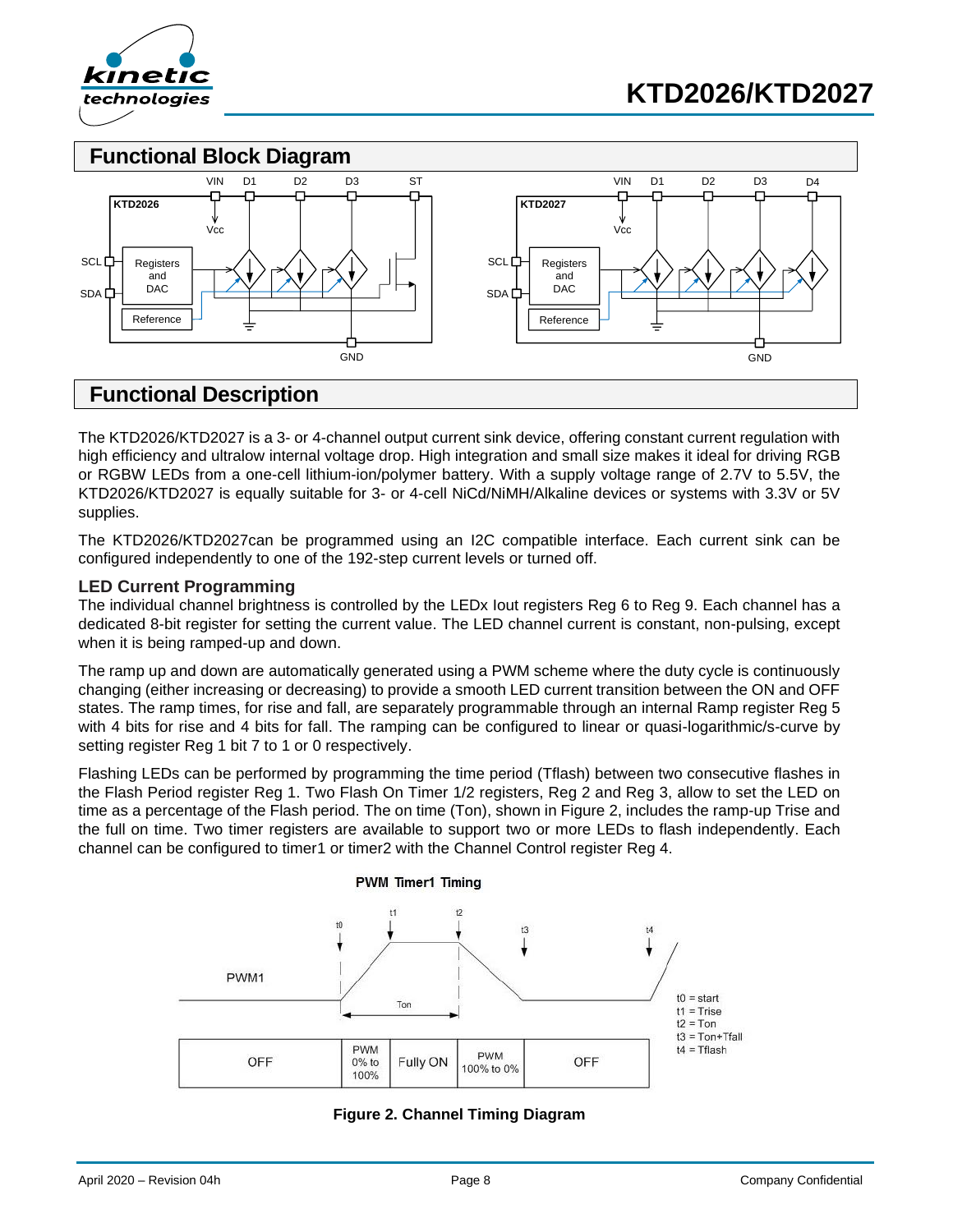## Functional Block Diagram

## Functional Description

The KTD2026/KTD2027 is a 3- or 4-channel output current sink device, offering constant current regulation with high efficiency and ultralow internal voltage drop. High integration and small size makes it ideal for driving RGB or RGBW LEDs from a one-cell lithium-ion/polymer battery. With a supply voltage range of 2.7V to 5.5V, the KTD2026/KTD2027 is equally suitable for 3- or 4-cell NiCd/NiMH/Alkaline devices or systems with 3.3V or 5V supplies.

The KTD2026/KTD2027can be programmed using an I2C compatible interface. Each current sink can be configured independently to one of the 192-step current levels or turned off.

### LED Current Programming

The individual channel brightness is controlled by the LEDx Iout registers Reg 6 to Reg 9. Each channel has a dedicated 8-bit register for setting the current value. The LED channel current is constant, non-pulsing, except when it is being ramped-up and down.

The ramp up and down are automatically generated using a PWM scheme where the duty cycle is continuously changing (either increasing or decreasing) to provide a smooth LED current transition between the ON and OFF states. The ramp times, for rise and fall, are separately programmable through an internal Ramp register Reg 5 with 4 bits for rise and 4 bits for fall. The ramping can be configured to linear or quasi-logarithmic/s-curve by setting register Reg 1 bit 7 to 1 or 0 respectively.

Flashing LEDs can be performed by programming the time period (Tflash) between two consecutive flashes in the Flash Period register Reg 1. Two Flash On Timer 1/2 registers, Reg 2 and Reg 3, allow to set the LED on time as a percentage of the Flash period. The on time (Ton), shown in Figure 2, includes the ramp-up Trise and the full on time. Two timer registers are available to support two or more LEDs to flash independently. Each channel can be configured to timer1 or timer2 with the Channel Control register Reg 4.

**Figure 2. Channel Timing Diagram**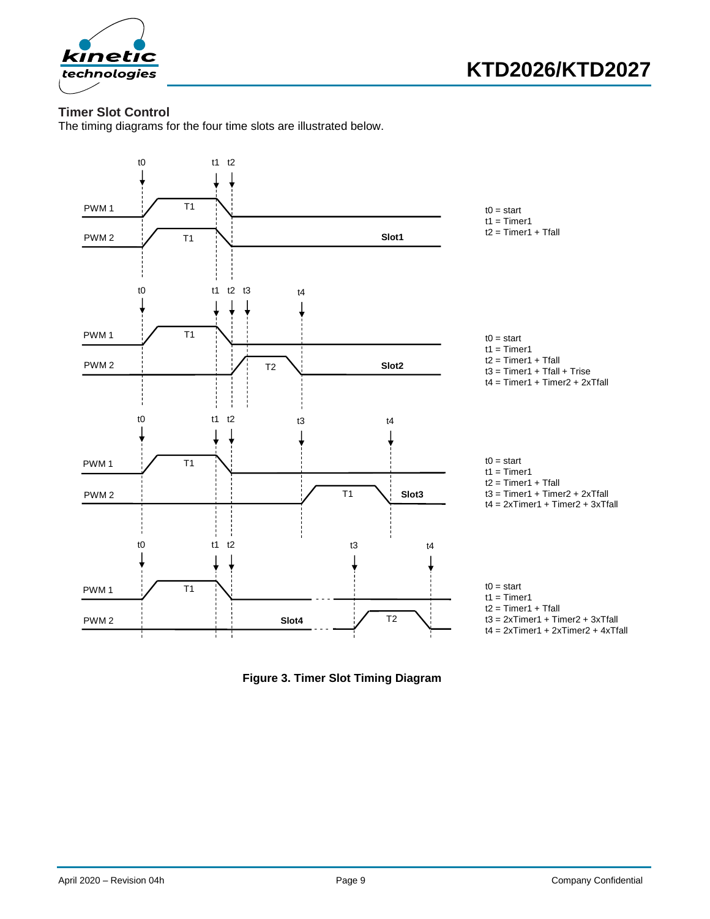### Timer Slot Control

The timing diagrams for the four time slots are illustrated below.

t0 = start
t1 = Timer1
t2 = Timer1 + Tfall

t0 = start
t1 = Timer1
t2 = Timer1 + Tfall
t3 = Timer1 + Tfall + Trise
t4 = Timer1 + Timer2 + 2xTfall

t0 = start
t1 = Timer1
t2 = Timer1 + Tfall
t3 = Timer1 + Timer2 + 2xTfall
t4 = 2xTimer1 + Timer2 + 3xTfall

t0 = start
t1 = Timer1
t2 = Timer1 + Tfall
t3 = 2xTimer1 + Timer2 + 3xTfall
t4 = 2xTimer1 + 2xTimer2 + 4xTfall

**Figure 3. Timer Slot Timing Diagram**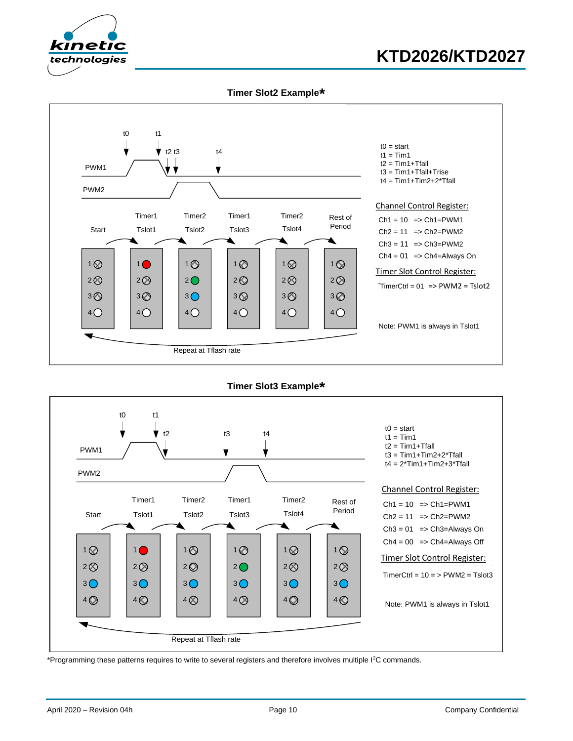### Timer Slot2 Example*

t0 = start
t1 = Tim1
t2 = Tim1+Tfall
t3 = Tim1+Tfall+Trise
t4 = Tim1+Tim2+2*Tfall

Channel Control Register:

Ch1 = 10 => Ch1=PWM1
Ch2 = 11 => Ch2=PWM2
Ch3 = 11 => Ch3=PWM2
Ch4 = 01 => Ch4=Always On

Timer Slot Control Register:

TimerCtrl = 01 => PWM2 = Tslot2

Note: PWM1 is always in Tslot1

| Start | Timer1 Tslot1 | Timer2 Tslot2 | Timer1 Tslot3 | Timer2 Tslot4 | Rest of Period |
|---|---|---|---|---|---|

Repeat at Tflash rate

### Timer Slot3 Example*

t0 = start
t1 = Tim1
t2 = Tim1+Tfall
t3 = Tim1+Tim2+2*Tfall
t4 = 2*Tim1+Tim2+3*Tfall

Channel Control Register:

Ch1 = 10 => Ch1=PWM1
Ch2 = 11 => Ch2=PWM2
Ch3 = 01 => Ch3=Always On
Ch4 = 00 => Ch4=Always Off

Timer Slot Control Register:

TimerCtrl = 10 = > PWM2 = Tslot3

Note: PWM1 is always in Tslot1

| Start | Timer1 Tslot1 | Timer2 Tslot2 | Timer1 Tslot3 | Timer2 Tslot4 | Rest of Period |
|---|---|---|---|---|---|

Repeat at Tflash rate

*Programming these patterns requires to write to several registers and therefore involves multiple $I^2C$ commands.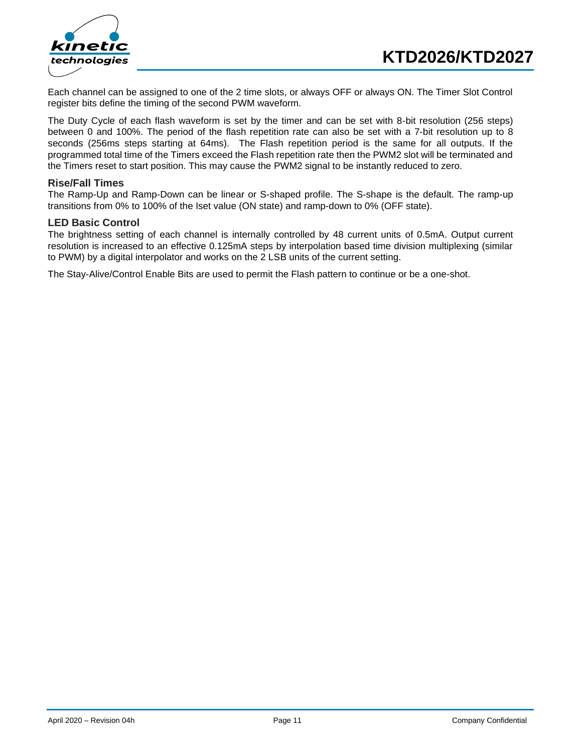Each channel can be assigned to one of the 2 time slots, or always OFF or always ON. The Timer Slot Control register bits define the timing of the second PWM waveform.

The Duty Cycle of each flash waveform is set by the timer and can be set with 8-bit resolution (256 steps) between 0 and 100%. The period of the flash repetition rate can also be set with a 7-bit resolution up to 8 seconds (256ms steps starting at 64ms). The Flash repetition period is the same for all outputs. If the programmed total time of the Timers exceed the Flash repetition rate then the PWM2 slot will be terminated and the Timers reset to start position. This may cause the PWM2 signal to be instantly reduced to zero.

### Rise/Fall Times

The Ramp-Up and Ramp-Down can be linear or S-shaped profile. The S-shape is the default. The ramp-up transitions from 0% to 100% of the Iset value (ON state) and ramp-down to 0% (OFF state).

### LED Basic Control

The brightness setting of each channel is internally controlled by 48 current units of 0.5mA. Output current resolution is increased to an effective 0.125mA steps by interpolation based time division multiplexing (similar to PWM) by a digital interpolator and works on the 2 LSB units of the current setting.

The Stay-Alive/Control Enable Bits are used to permit the Flash pattern to continue or be a one-shot.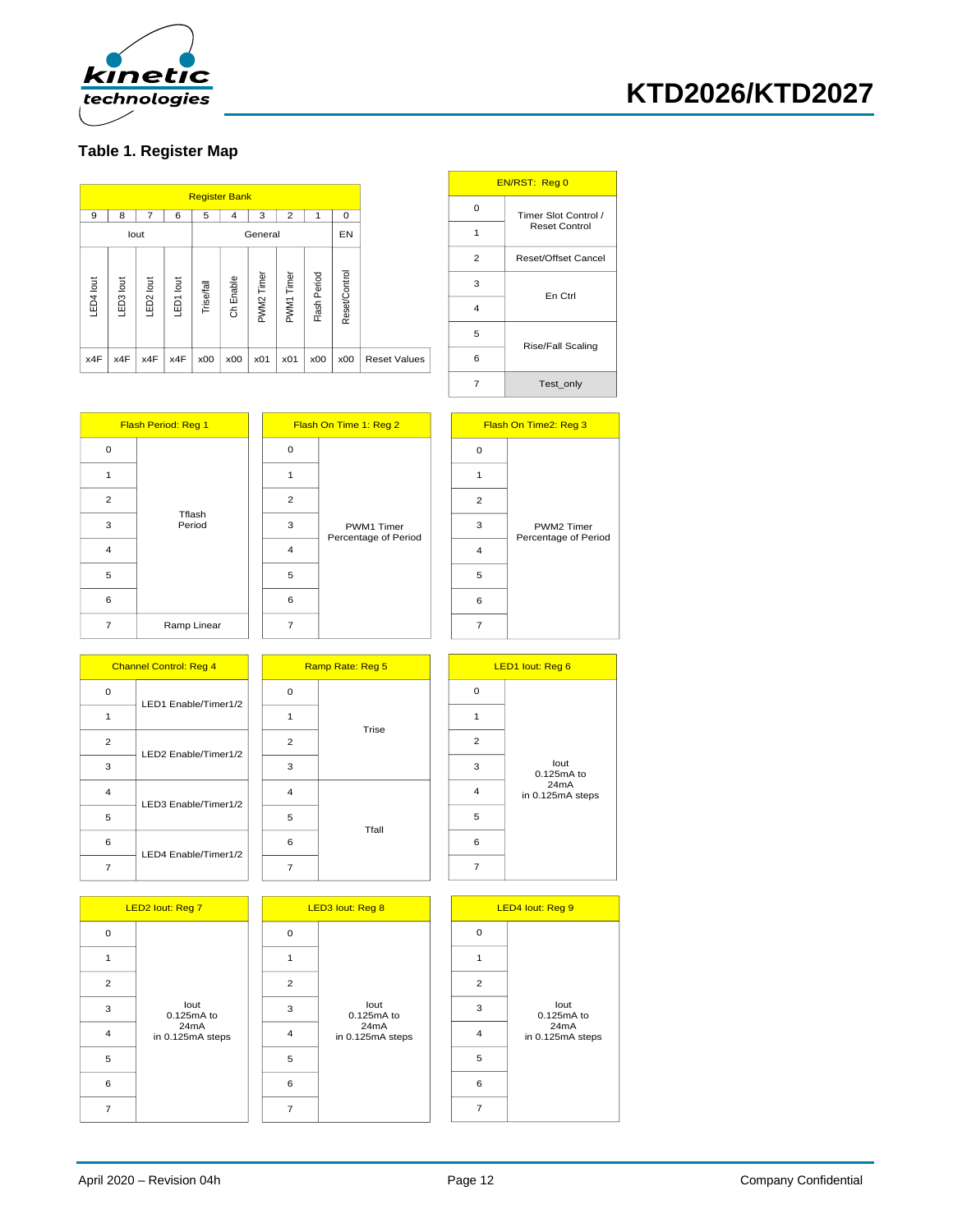## Table 1. Register Map

| Register Bank | | | | | | | | | | |
|---|---|---|---|---|---|---|---|---|---|---|
| 9 | 8 | 7 | 6 | 5 | 4 | 3 | 2 | 1 | 0 | |
| Iout | | | | General | | | | | EN | |
| LED4 Iout | LED3 Iout | LED2 Iout | LED1 Iout | Trise/fall | Ch Enable | PWM2 Timer | PWM1 Timer | Flash Period | Reset/Control | |
| x4F | x4F | x4F | x4F | x00 | x00 | x01 | x01 | x00 | x00 | Reset Values |

| EN/RST: Reg 0 | |
|---|---|
| 0 | Timer Slot Control / Reset Control |
| 1 | |
| 2 | Reset/Offset Cancel |
| 3 | En Ctrl |
| 4 | |
| 5 | Rise/Fall Scaling |
| 6 | |
| 7 | Test_only |

| Flash Period: Reg 1 | |
|---|---|
| 0 | Tflash Period |
| 1 | |
| 2 | |
| 3 | |
| 4 | |
| 5 | |
| 6 | |
| 7 | Ramp Linear |

| Flash On Time 1: Reg 2 | |
|---|---|
| 0 | PWM1 Timer Percentage of Period |
| 1 | |
| 2 | |
| 3 | |
| 4 | |
| 5 | |
| 6 | |
| 7 | |

| Flash On Time2: Reg 3 | |
|---|---|
| 0 | PWM2 Timer Percentage of Period |
| 1 | |
| 2 | |
| 3 | |
| 4 | |
| 5 | |
| 6 | |
| 7 | |

| Channel Control: Reg 4 | |
|---|---|
| 0 | LED1 Enable/Timer1/2 |
| 1 | |
| 2 | LED2 Enable/Timer1/2 |
| 3 | |
| 4 | LED3 Enable/Timer1/2 |
| 5 | |
| 6 | LED4 Enable/Timer1/2 |
| 7 | |

| Ramp Rate: Reg 5 | |
|---|---|
| 0 | Trise |
| 1 | |
| 2 | |
| 3 | |
| 4 | Tfall |
| 5 | |
| 6 | |
| 7 | |

| LED1 Iout: Reg 6 | |
|---|---|
| 0 | Iout 0.125mA to 24mA in 0.125mA steps |
| 1 | |
| 2 | |
| 3 | |
| 4 | |
| 5 | |
| 6 | |
| 7 | |

| LED2 Iout: Reg 7 | |
|---|---|
| 0 | Iout 0.125mA to 24mA in 0.125mA steps |
| 1 | |
| 2 | |
| 3 | |
| 4 | |
| 5 | |
| 6 | |
| 7 | |

| LED3 Iout: Reg 8 | |
|---|---|
| 0 | Iout 0.125mA to 24mA in 0.125mA steps |
| 1 | |
| 2 | |
| 3 | |
| 4 | |
| 5 | |
| 6 | |
| 7 | |

| LED4 Iout: Reg 9 | |
|---|---|
| 0 | Iout 0.125mA to 24mA in 0.125mA steps |
| 1 | |
| 2 | |
| 3 | |
| 4 | |
| 5 | |
| 6 | |
| 7 | |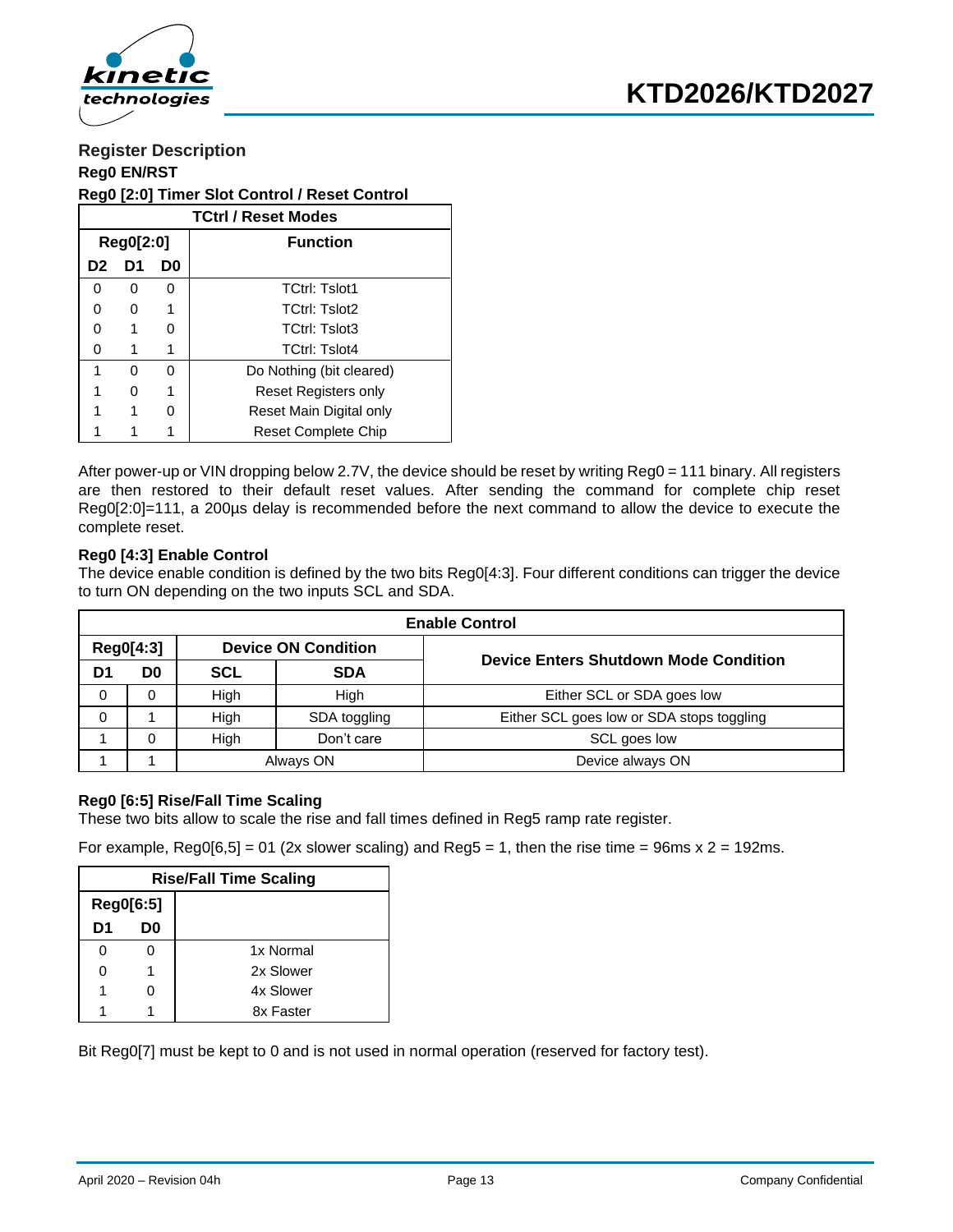## Register Description

### Reg0 EN/RST

#### Reg0 [2:0] Timer Slot Control / Reset Control

| TCtrl / Reset Modes | | | |
|---|---|---|---|
| Reg0[2:0] | | | Function |
| D2 | D1 | D0 | |
| 0 | 0 | 0 | TCtrl: Tslot1 |
| 0 | 0 | 1 | TCtrl: Tslot2 |
| 0 | 1 | 0 | TCtrl: Tslot3 |
| 0 | 1 | 1 | TCtrl: Tslot4 |
| 1 | 0 | 0 | Do Nothing (bit cleared) |
| 1 | 0 | 1 | Reset Registers only |
| 1 | 1 | 0 | Reset Main Digital only |
| 1 | 1 | 1 | Reset Complete Chip |

After power-up or VIN dropping below 2.7V, the device should be reset by writing Reg0 = 111 binary. All registers are then restored to their default reset values. After sending the command for complete chip reset Reg0[2:0]=111, a 200µs delay is recommended before the next command to allow the device to execute the complete reset.

#### Reg0 [4:3] Enable Control

The device enable condition is defined by the two bits Reg0[4:3]. Four different conditions can trigger the device to turn ON depending on the two inputs SCL and SDA.

| Enable Control | | | | |
|---|---|---|---|---|
| Reg0[4:3] | | Device ON Condition | | Device Enters Shutdown Mode Condition |
| D1 | D0 | SCL | SDA | |
| 0 | 0 | High | High | Either SCL or SDA goes low |
| 0 | 1 | High | SDA toggling | Either SCL goes low or SDA stops toggling |
| 1 | 0 | High | Don't care | SCL goes low |
| 1 | 1 | Always ON | | Device always ON |

#### Reg0 [6:5] Rise/Fall Time Scaling

These two bits allow to scale the rise and fall times defined in Reg5 ramp rate register.

For example, Reg0[6,5] = 01 (2x slower scaling) and Reg5 = 1, then the rise time = 96ms x 2 = 192ms.

| Rise/Fall Time Scaling | | |
|---|---|---|
| Reg0[6:5] | | |
| D1 | D0 | |
| 0 | 0 | 1x Normal |
| 0 | 1 | 2x Slower |
| 1 | 0 | 4x Slower |
| 1 | 1 | 8x Faster |

Bit Reg0[7] must be kept to 0 and is not used in normal operation (reserved for factory test).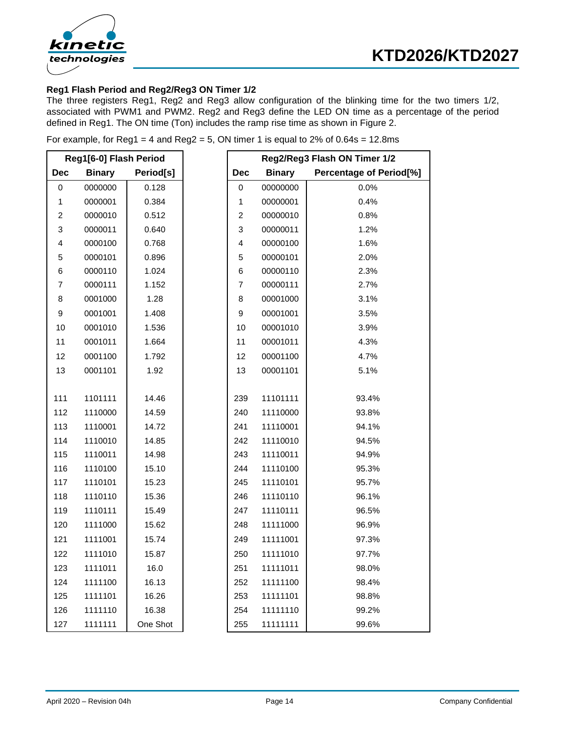**Reg1 Flash Period and Reg2/Reg3 ON Timer 1/2**

The three registers Reg1, Reg2 and Reg3 allow configuration of the blinking time for the two timers 1/2, associated with PWM1 and PWM2. Reg2 and Reg3 define the LED ON time as a percentage of the period defined in Reg1. The ON time (Ton) includes the ramp rise time as shown in Figure 2.

For example, for Reg1 = 4 and Reg2 = 5, ON timer 1 is equal to 2% of 0.64s = 12.8ms

| Reg1[6-0] Flash Period | | |
|---|---|---|
| **Dec** | **Binary** | **Period[s]** |
| 0 | 0000000 | 0.128 |
| 1 | 0000001 | 0.384 |
| 2 | 0000010 | 0.512 |
| 3 | 0000011 | 0.640 |
| 4 | 0000100 | 0.768 |
| 5 | 0000101 | 0.896 |
| 6 | 0000110 | 1.024 |
| 7 | 0000111 | 1.152 |
| 8 | 0001000 | 1.28 |
| 9 | 0001001 | 1.408 |
| 10 | 0001010 | 1.536 |
| 11 | 0001011 | 1.664 |
| 12 | 0001100 | 1.792 |
| 13 | 0001101 | 1.92 |
| | | |
| 111 | 1101111 | 14.46 |
| 112 | 1110000 | 14.59 |
| 113 | 1110001 | 14.72 |
| 114 | 1110010 | 14.85 |
| 115 | 1110011 | 14.98 |
| 116 | 1110100 | 15.10 |
| 117 | 1110101 | 15.23 |
| 118 | 1110110 | 15.36 |
| 119 | 1110111 | 15.49 |
| 120 | 1111000 | 15.62 |
| 121 | 1111001 | 15.74 |
| 122 | 1111010 | 15.87 |
| 123 | 1111011 | 16.0 |
| 124 | 1111100 | 16.13 |
| 125 | 1111101 | 16.26 |
| 126 | 1111110 | 16.38 |
| 127 | 1111111 | One Shot |

| Reg2/Reg3 Flash ON Timer 1/2 | | |
|---|---|---|
| **Dec** | **Binary** | **Percentage of Period[%]** |
| 0 | 00000000 | 0.0% |
| 1 | 00000001 | 0.4% |
| 2 | 00000010 | 0.8% |
| 3 | 00000011 | 1.2% |
| 4 | 00000100 | 1.6% |
| 5 | 00000101 | 2.0% |
| 6 | 00000110 | 2.3% |
| 7 | 00000111 | 2.7% |
| 8 | 00001000 | 3.1% |
| 9 | 00001001 | 3.5% |
| 10 | 00001010 | 3.9% |
| 11 | 00001011 | 4.3% |
| 12 | 00001100 | 4.7% |
| 13 | 00001101 | 5.1% |
| | | |
| 239 | 11101111 | 93.4% |
| 240 | 11110000 | 93.8% |
| 241 | 11110001 | 94.1% |
| 242 | 11110010 | 94.5% |
| 243 | 11110011 | 94.9% |
| 244 | 11110100 | 95.3% |
| 245 | 11110101 | 95.7% |
| 246 | 11110110 | 96.1% |
| 247 | 11110111 | 96.5% |
| 248 | 11111000 | 96.9% |
| 249 | 11111001 | 97.3% |
| 250 | 11111010 | 97.7% |
| 251 | 11111011 | 98.0% |
| 252 | 11111100 | 98.4% |
| 253 | 11111101 | 98.8% |
| 254 | 11111110 | 99.2% |
| 255 | 11111111 | 99.6% |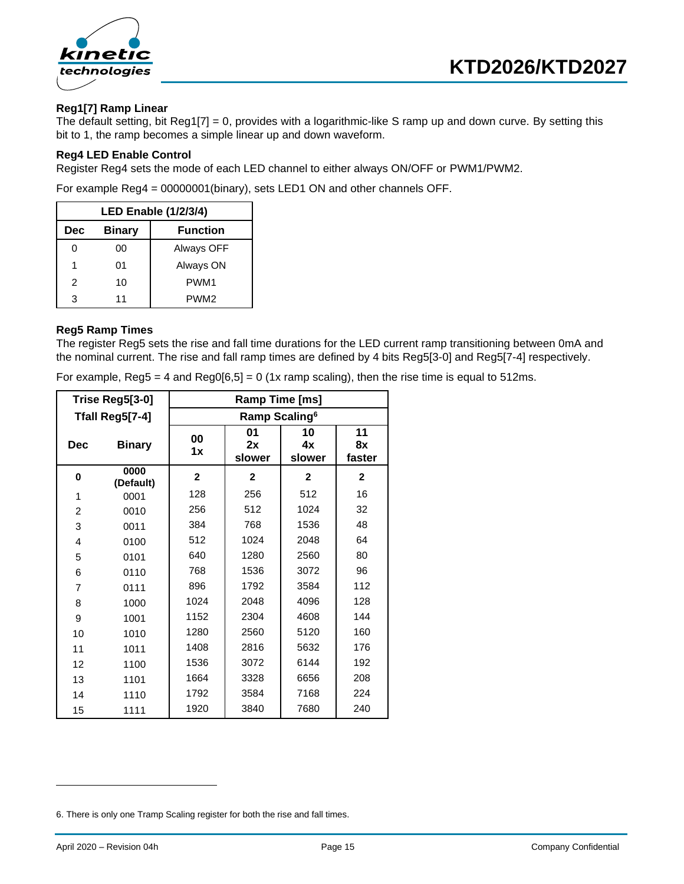### Reg1[7] Ramp Linear

The default setting, bit Reg1[7] = 0, provides with a logarithmic-like S ramp up and down curve. By setting this bit to 1, the ramp becomes a simple linear up and down waveform.

### Reg4 LED Enable Control

Register Reg4 sets the mode of each LED channel to either always ON/OFF or PWM1/PWM2.

For example Reg4 = 00000001(binary), sets LED1 ON and other channels OFF.

| LED Enable (1/2/3/4) | | |
|---|---|---|
| **Dec** | **Binary** | **Function** |
| 0 | 00 | Always OFF |
| 1 | 01 | Always ON |
| 2 | 10 | PWM1 |
| 3 | 11 | PWM2 |

### Reg5 Ramp Times

The register Reg5 sets the rise and fall time durations for the LED current ramp transitioning between 0mA and the nominal current. The rise and fall ramp times are defined by 4 bits Reg5[3-0] and Reg5[7-4] respectively.

For example, Reg5 = 4 and Reg0[6,5] = 0 (1x ramp scaling), then the rise time is equal to 512ms.

| Trise Reg5[3-0] Tfall Reg5[7-4] | | Ramp Time [ms] Ramp Scaling[6] | | | |
|---|---|---|---|---|---|
| **Dec** | **Binary** | **00 1x** | **01 2x slower** | **10 4x slower** | **11 8x faster** |
| **0** | **0000 (Default)** | **2** | **2** | **2** | **2** |
| 1 | 0001 | 128 | 256 | 512 | 16 |
| 2 | 0010 | 256 | 512 | 1024 | 32 |
| 3 | 0011 | 384 | 768 | 1536 | 48 |
| 4 | 0100 | 512 | 1024 | 2048 | 64 |
| 5 | 0101 | 640 | 1280 | 2560 | 80 |
| 6 | 0110 | 768 | 1536 | 3072 | 96 |
| 7 | 0111 | 896 | 1792 | 3584 | 112 |
| 8 | 1000 | 1024 | 2048 | 4096 | 128 |
| 9 | 1001 | 1152 | 2304 | 4608 | 144 |
| 10 | 1010 | 1280 | 2560 | 5120 | 160 |
| 11 | 1011 | 1408 | 2816 | 5632 | 176 |
| 12 | 1100 | 1536 | 3072 | 6144 | 192 |
| 13 | 1101 | 1664 | 3328 | 6656 | 208 |
| 14 | 1110 | 1792 | 3584 | 7168 | 224 |
| 15 | 1111 | 1920 | 3840 | 7680 | 240 |

6. There is only one Tramp Scaling register for both the rise and fall times.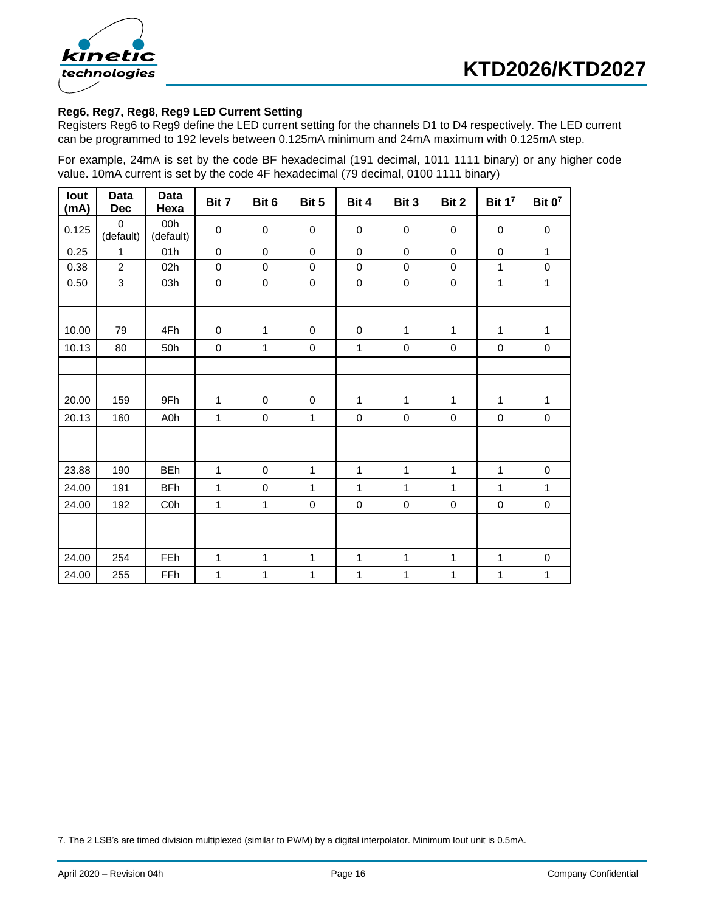**Reg6, Reg7, Reg8, Reg9 LED Current Setting**

Registers Reg6 to Reg9 define the LED current setting for the channels D1 to D4 respectively. The LED current can be programmed to 192 levels between 0.125mA minimum and 24mA maximum with 0.125mA step.

For example, 24mA is set by the code BF hexadecimal (191 decimal, 1011 1111 binary) or any higher code value. 10mA current is set by the code 4F hexadecimal (79 decimal, 0100 1111 binary)

| Iout (mA) | Data Dec | Data Hexa | Bit 7 | Bit 6 | Bit 5 | Bit 4 | Bit 3 | Bit 2 | Bit 1[7] | Bit 0[7] |
|---|---|---|---|---|---|---|---|---|---|---|
| 0.125 | 0 (default) | 00h (default) | 0 | 0 | 0 | 0 | 0 | 0 | 0 | 0 |
| 0.25 | 1 | 01h | 0 | 0 | 0 | 0 | 0 | 0 | 0 | 1 |
| 0.38 | 2 | 02h | 0 | 0 | 0 | 0 | 0 | 0 | 1 | 0 |
| 0.50 | 3 | 03h | 0 | 0 | 0 | 0 | 0 | 0 | 1 | 1 |
| | | | | | | | | | | |
| | | | | | | | | | | |
| 10.00 | 79 | 4Fh | 0 | 1 | 0 | 0 | 1 | 1 | 1 | 1 |
| 10.13 | 80 | 50h | 0 | 1 | 0 | 1 | 0 | 0 | 0 | 0 |
| | | | | | | | | | | |
| | | | | | | | | | | |
| 20.00 | 159 | 9Fh | 1 | 0 | 0 | 1 | 1 | 1 | 1 | 1 |
| 20.13 | 160 | A0h | 1 | 0 | 1 | 0 | 0 | 0 | 0 | 0 |
| | | | | | | | | | | |
| | | | | | | | | | | |
| 23.88 | 190 | BEh | 1 | 0 | 1 | 1 | 1 | 1 | 1 | 0 |
| 24.00 | 191 | BFh | 1 | 0 | 1 | 1 | 1 | 1 | 1 | 1 |
| 24.00 | 192 | C0h | 1 | 1 | 0 | 0 | 0 | 0 | 0 | 0 |
| | | | | | | | | | | |
| | | | | | | | | | | |
| 24.00 | 254 | FEh | 1 | 1 | 1 | 1 | 1 | 1 | 1 | 0 |
| 24.00 | 255 | FFh | 1 | 1 | 1 | 1 | 1 | 1 | 1 | 1 |

7. The 2 LSB's are timed division multiplexed (similar to PWM) by a digital interpolator. Minimum Iout unit is 0.5mA.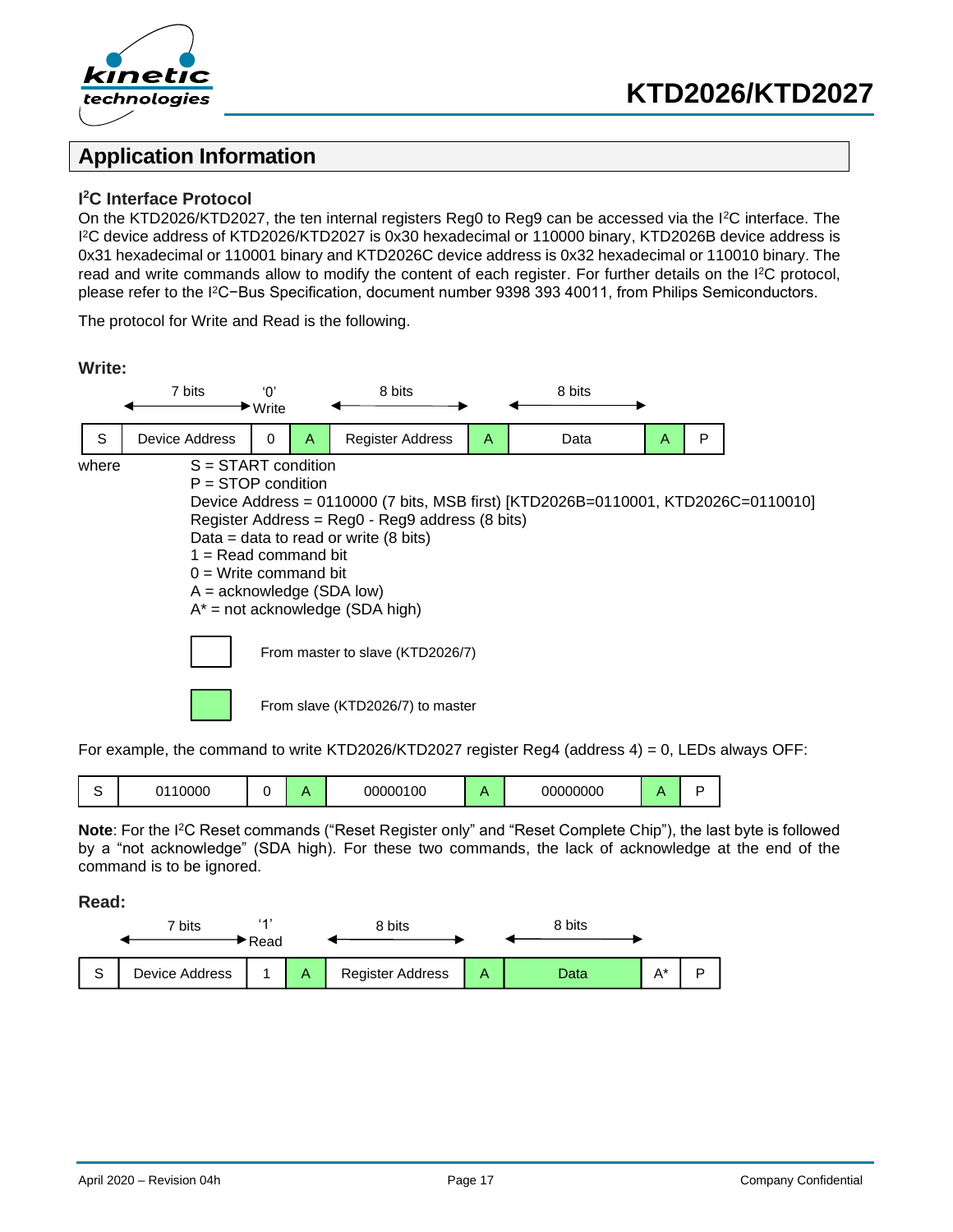# Application Information

### I²C Interface Protocol

On the KTD2026/KTD2027, the ten internal registers Reg0 to Reg9 can be accessed via the I²C interface. The I²C device address of KTD2026/KTD2027 is 0x30 hexadecimal or 110000 binary, KTD2026B device address is 0x31 hexadecimal or 110001 binary and KTD2026C device address is 0x32 hexadecimal or 110010 binary. The read and write commands allow to modify the content of each register. For further details on the I²C protocol, please refer to the I²C−Bus Specification, document number 9398 393 40011, from Philips Semiconductors.

The protocol for Write and Read is the following.

**Write:**

| | 7 bits | '0' Write | | 8 bits | | 8 bits | | |
|---|---|---|---|---|---|---|---|---|
| S | Device Address | 0 | A | Register Address | A | Data | A | P |

where
S = START condition
P = STOP condition
Device Address = 0110000 (7 bits, MSB first) [KTD2026B=0110001, KTD2026C=0110010]
Register Address = Reg0 - Reg9 address (8 bits)
Data = data to read or write (8 bits)
1 = Read command bit
0 = Write command bit
A = acknowledge (SDA low)
A* = not acknowledge (SDA high)

White box: From master to slave (KTD2026/7)

Green box: From slave (KTD2026/7) to master

For example, the command to write KTD2026/KTD2027 register Reg4 (address 4) = 0, LEDs always OFF:

| S | 0110000 | 0 | A | 00000100 | A | 00000000 | A | P |
|---|---|---|---|---|---|---|---|---|

**Note**: For the I²C Reset commands ("Reset Register only" and "Reset Complete Chip"), the last byte is followed by a "not acknowledge" (SDA high). For these two commands, the lack of acknowledge at the end of the command is to be ignored.

**Read:**

| | 7 bits | '1' Read | | 8 bits | | 8 bits | | |
|---|---|---|---|---|---|---|---|---|
| S | Device Address | 1 | A | Register Address | A | Data | A* | P |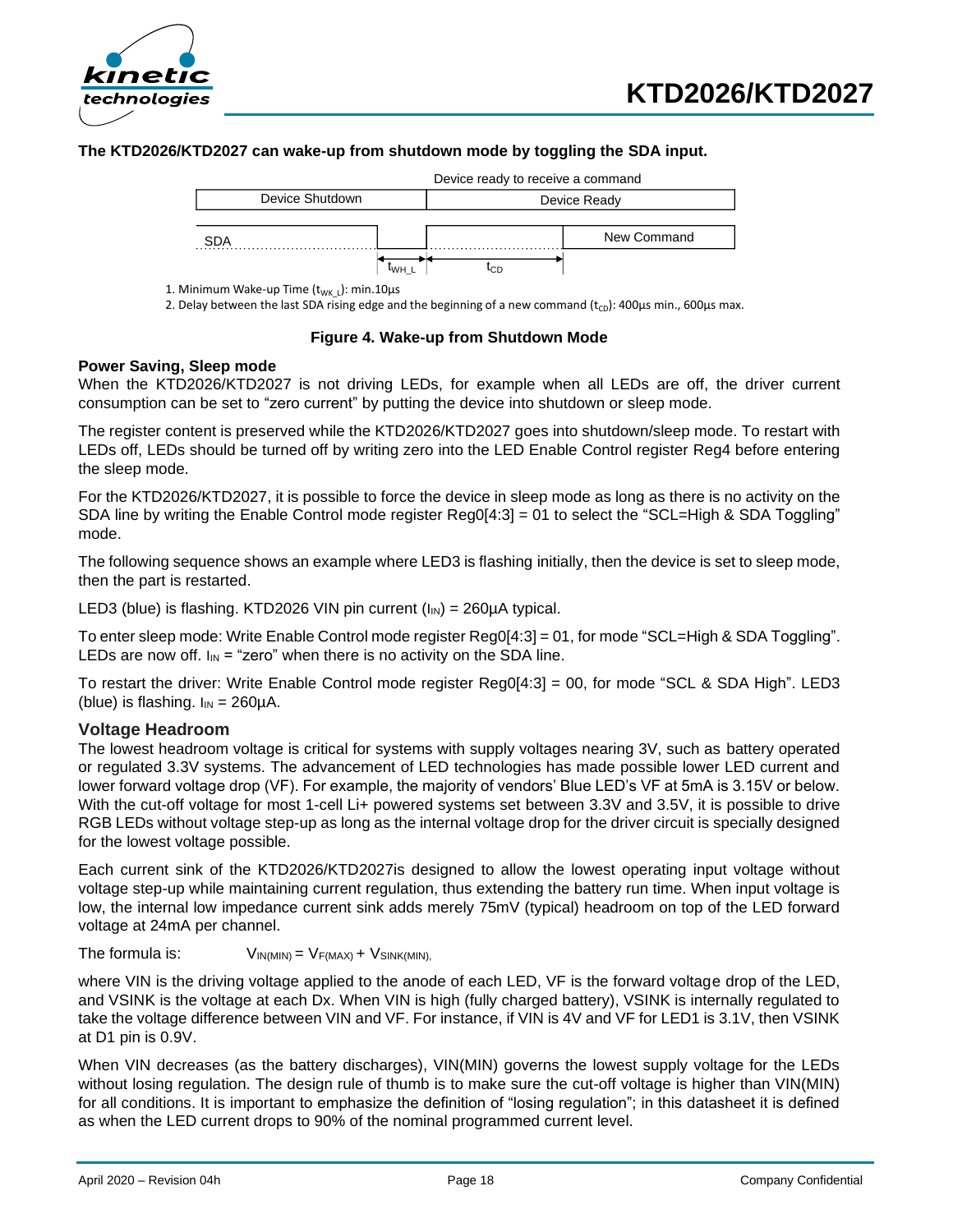**The KTD2026/KTD2027 can wake-up from shutdown mode by toggling the SDA input.**

Device ready to receive a command

Device Shutdown | Device Ready

SDA | New Command

$t_{WH\_L}$ | $t_{CD}$

1. Minimum Wake-up Time ($t_{WK\_L}$): min.10µs
2. Delay between the last SDA rising edge and the beginning of a new command ($t_{CD}$): 400µs min., 600µs max.

**Figure 4. Wake-up from Shutdown Mode**

**Power Saving, Sleep mode**

When the KTD2026/KTD2027 is not driving LEDs, for example when all LEDs are off, the driver current consumption can be set to "zero current" by putting the device into shutdown or sleep mode.

The register content is preserved while the KTD2026/KTD2027 goes into shutdown/sleep mode. To restart with LEDs off, LEDs should be turned off by writing zero into the LED Enable Control register Reg4 before entering the sleep mode.

For the KTD2026/KTD2027, it is possible to force the device in sleep mode as long as there is no activity on the SDA line by writing the Enable Control mode register Reg0[4:3] = 01 to select the "SCL=High & SDA Toggling" mode.

The following sequence shows an example where LED3 is flashing initially, then the device is set to sleep mode, then the part is restarted.

LED3 (blue) is flashing. KTD2026 VIN pin current ($I_{IN}$) = 260µA typical.

To enter sleep mode: Write Enable Control mode register Reg0[4:3] = 01, for mode "SCL=High & SDA Toggling". LEDs are now off. $I_{IN}$ = "zero" when there is no activity on the SDA line.

To restart the driver: Write Enable Control mode register Reg0[4:3] = 00, for mode "SCL & SDA High". LED3 (blue) is flashing. $I_{IN}$ = 260µA.

## Voltage Headroom

The lowest headroom voltage is critical for systems with supply voltages nearing 3V, such as battery operated or regulated 3.3V systems. The advancement of LED technologies has made possible lower LED current and lower forward voltage drop (VF). For example, the majority of vendors' Blue LED's VF at 5mA is 3.15V or below. With the cut-off voltage for most 1-cell Li+ powered systems set between 3.3V and 3.5V, it is possible to drive RGB LEDs without voltage step-up as long as the internal voltage drop for the driver circuit is specially designed for the lowest voltage possible.

Each current sink of the KTD2026/KTD2027is designed to allow the lowest operating input voltage without voltage step-up while maintaining current regulation, thus extending the battery run time. When input voltage is low, the internal low impedance current sink adds merely 75mV (typical) headroom on top of the LED forward voltage at 24mA per channel.

The formula is: $V_{IN(MIN)} = V_{F(MAX)} + V_{SINK(MIN)},$

where VIN is the driving voltage applied to the anode of each LED, VF is the forward voltage drop of the LED, and VSINK is the voltage at each Dx. When VIN is high (fully charged battery), VSINK is internally regulated to take the voltage difference between VIN and VF. For instance, if VIN is 4V and VF for LED1 is 3.1V, then VSINK at D1 pin is 0.9V.

When VIN decreases (as the battery discharges), VIN(MIN) governs the lowest supply voltage for the LEDs without losing regulation. The design rule of thumb is to make sure the cut-off voltage is higher than VIN(MIN) for all conditions. It is important to emphasize the definition of "losing regulation"; in this datasheet it is defined as when the LED current drops to 90% of the nominal programmed current level.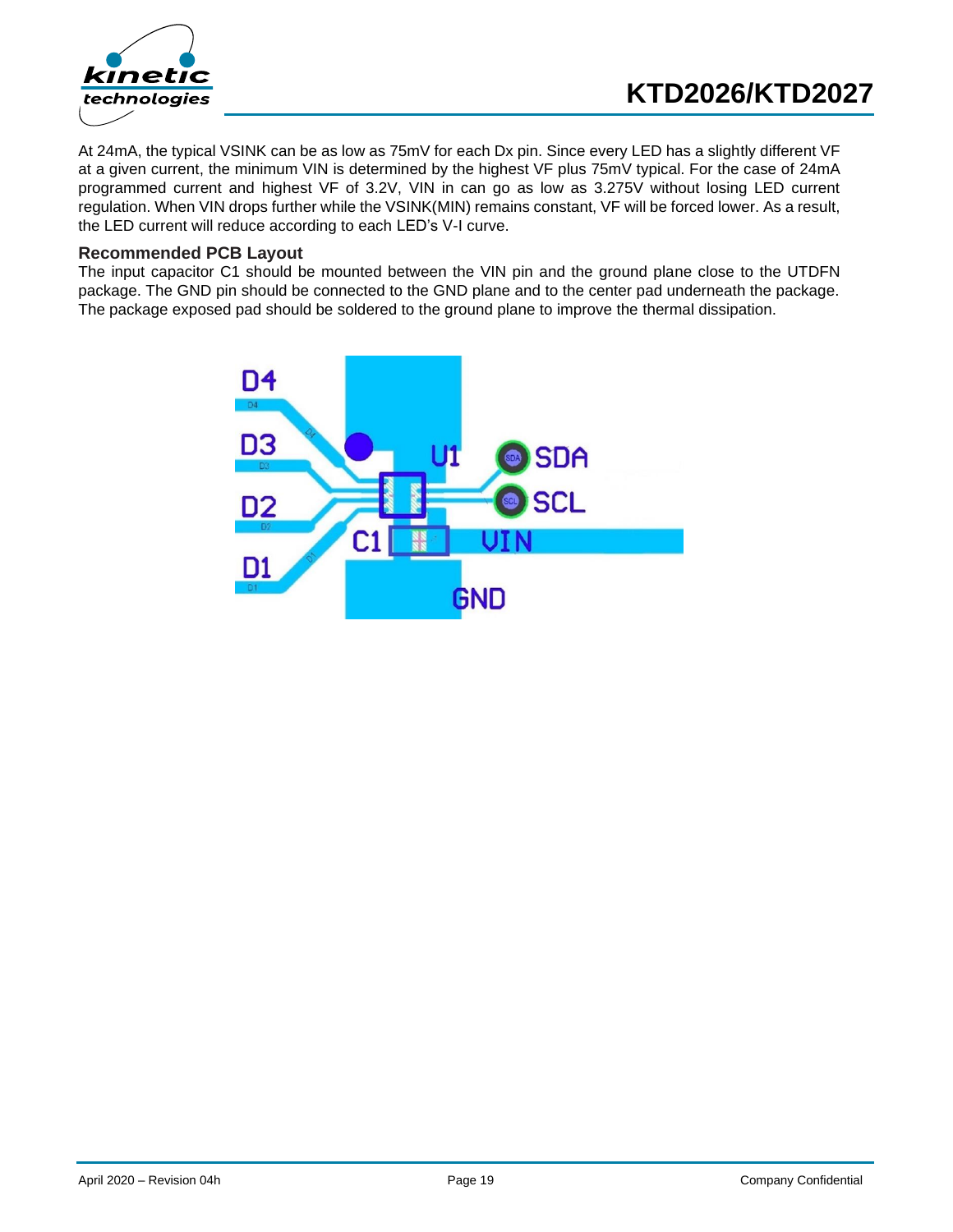At 24mA, the typical VSINK can be as low as 75mV for each Dx pin. Since every LED has a slightly different VF at a given current, the minimum VIN is determined by the highest VF plus 75mV typical. For the case of 24mA programmed current and highest VF of 3.2V, VIN in can go as low as 3.275V without losing LED current regulation. When VIN drops further while the VSINK(MIN) remains constant, VF will be forced lower. As a result, the LED current will reduce according to each LED's V-I curve.

### Recommended PCB Layout

The input capacitor C1 should be mounted between the VIN pin and the ground plane close to the UTDFN package. The GND pin should be connected to the GND plane and to the center pad underneath the package. The package exposed pad should be soldered to the ground plane to improve the thermal dissipation.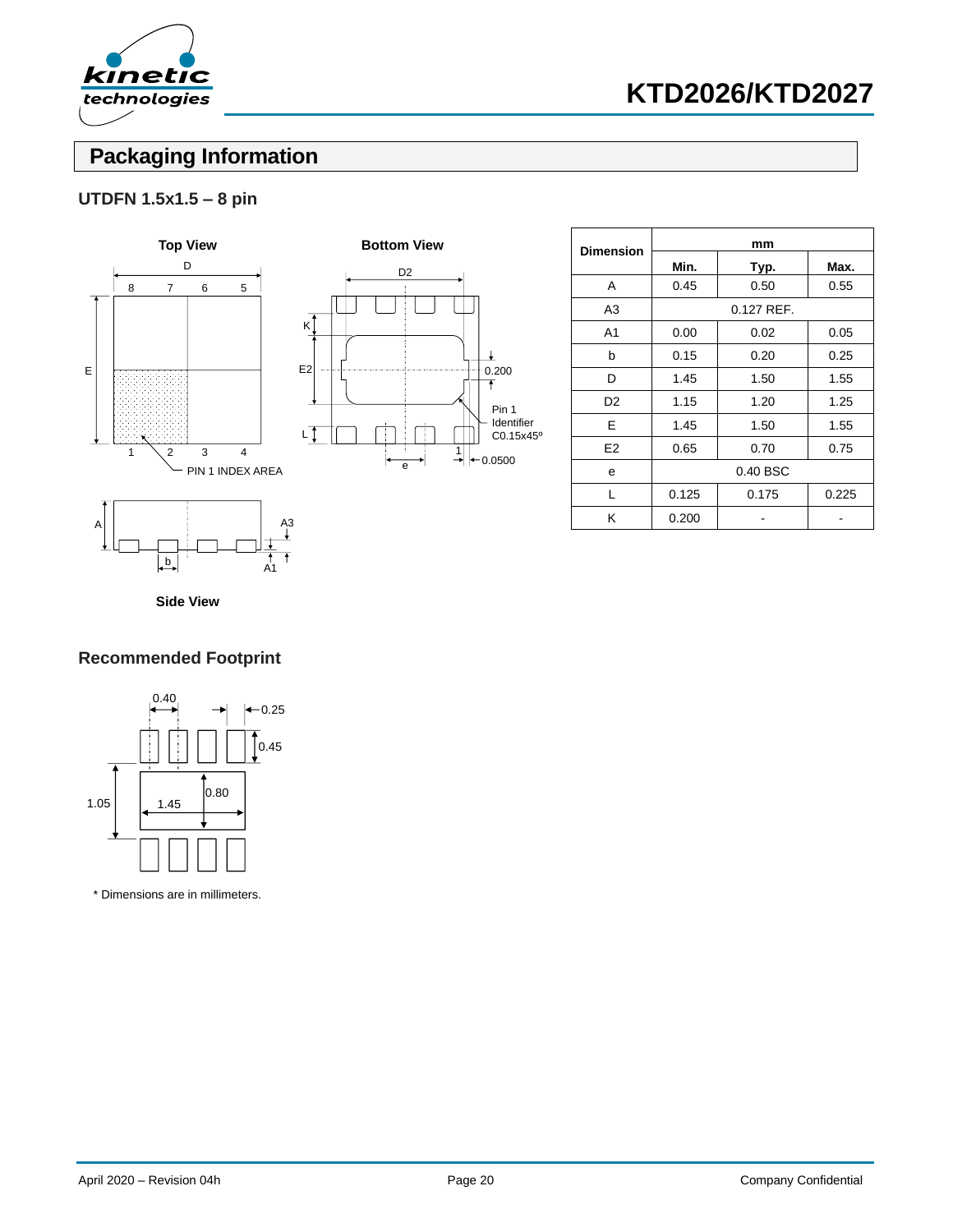## Packaging Information

### UTDFN 1.5x1.5 – 8 pin

Top View

Bottom View

Side View

| Dimension | mm | | |
|---|---|---|---|
| | Min. | Typ. | Max. |
| A | 0.45 | 0.50 | 0.55 |
| A3 | 0.127 REF. | | |
| A1 | 0.00 | 0.02 | 0.05 |
| b | 0.15 | 0.20 | 0.25 |
| D | 1.45 | 1.50 | 1.55 |
| D2 | 1.15 | 1.20 | 1.25 |
| E | 1.45 | 1.50 | 1.55 |
| E2 | 0.65 | 0.70 | 0.75 |
| e | 0.40 BSC | | |
| L | 0.125 | 0.175 | 0.225 |
| K | 0.200 | - | - |

### Recommended Footprint

* Dimensions are in millimeters.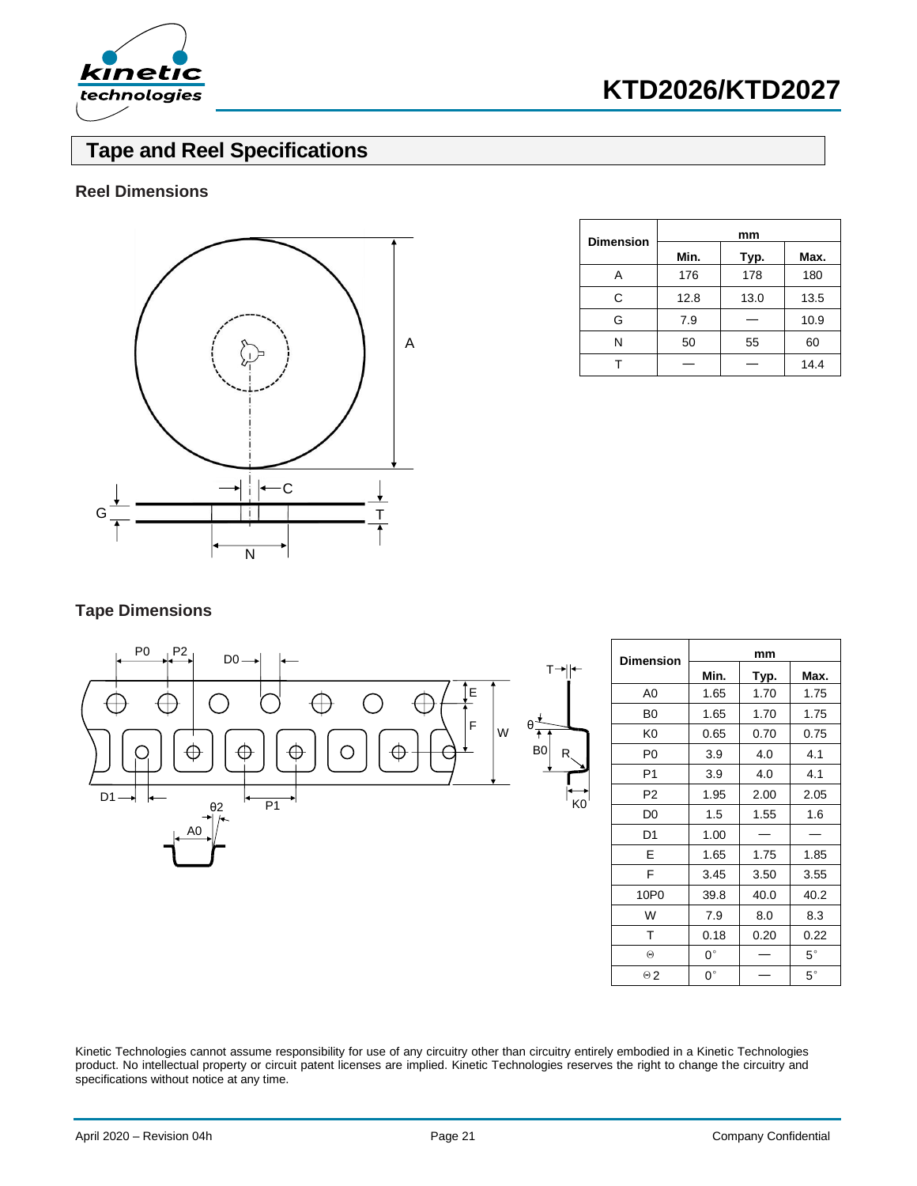## Tape and Reel Specifications

### Reel Dimensions

A

G

C

T

N

| Dimension | mm | | |
|---|---|---|---|
| | Min. | Typ. | Max. |
| A | 176 | 178 | 180 |
| C | 12.8 | 13.0 | 13.5 |
| G | 7.9 | — | 10.9 |
| N | 50 | 55 | 60 |
| T | — | — | 14.4 |

### Tape Dimensions

P0 P2 D0

E

F

W

D1

P1

θ2

A0

T

θ

B0

R

K0

| Dimension | mm | | |
|---|---|---|---|
| | Min. | Typ. | Max. |
| A0 | 1.65 | 1.70 | 1.75 |
| B0 | 1.65 | 1.70 | 1.75 |
| K0 | 0.65 | 0.70 | 0.75 |
| P0 | 3.9 | 4.0 | 4.1 |
| P1 | 3.9 | 4.0 | 4.1 |
| P2 | 1.95 | 2.00 | 2.05 |
| D0 | 1.5 | 1.55 | 1.6 |
| D1 | 1.00 | — | — |
| E | 1.65 | 1.75 | 1.85 |
| F | 3.45 | 3.50 | 3.55 |
| 10P0 | 39.8 | 40.0 | 40.2 |
| W | 7.9 | 8.0 | 8.3 |
| T | 0.18 | 0.20 | 0.22 |
| Θ | 0° | — | 5° |
| Θ2 | 0° | — | 5° |

Kinetic Technologies cannot assume responsibility for use of any circuitry other than circuitry entirely embodied in a Kinetic Technologies product. No intellectual property or circuit patent licenses are implied. Kinetic Technologies reserves the right to change the circuitry and specifications without notice at any time.